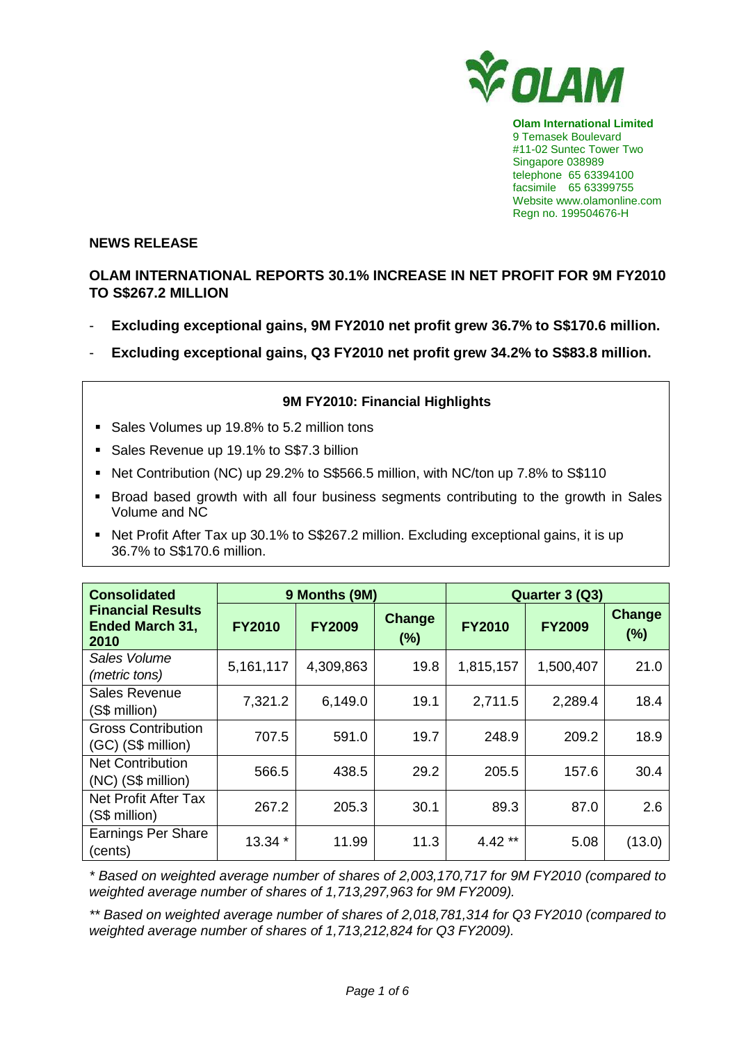**Olam International Limited**
9 Temasek Boulevard
#11-02 Suntec Tower Two
Singapore 038989
telephone 65 63394100
facsimile 65 63399755
Website www.olamonline.com
Regn no. 199504676-H

**NEWS RELEASE**

# OLAM INTERNATIONAL REPORTS 30.1% INCREASE IN NET PROFIT FOR 9M FY2010 TO S$267.2 MILLION

- **Excluding exceptional gains, 9M FY2010 net profit grew 36.7% to S$170.6 million.**
- **Excluding exceptional gains, Q3 FY2010 net profit grew 34.2% to S$83.8 million.**

**9M FY2010: Financial Highlights**

- Sales Volumes up 19.8% to 5.2 million tons
- Sales Revenue up 19.1% to S$7.3 billion
- Net Contribution (NC) up 29.2% to S$566.5 million, with NC/ton up 7.8% to S$110
- Broad based growth with all four business segments contributing to the growth in Sales Volume and NC
- Net Profit After Tax up 30.1% to S$267.2 million. Excluding exceptional gains, it is up 36.7% to S$170.6 million.

| Consolidated Financial Results Ended March 31, 2010 | 9 Months (9M) | | | Quarter 3 (Q3) | | |
|---|---|---|---|---|---|---|
| | FY2010 | FY2009 | Change (%) | FY2010 | FY2009 | Change (%) |
| *Sales Volume (metric tons)* | 5,161,117 | 4,309,863 | 19.8 | 1,815,157 | 1,500,407 | 21.0 |
| Sales Revenue (S$ million) | 7,321.2 | 6,149.0 | 19.1 | 2,711.5 | 2,289.4 | 18.4 |
| Gross Contribution (GC) (S$ million) | 707.5 | 591.0 | 19.7 | 248.9 | 209.2 | 18.9 |
| Net Contribution (NC) (S$ million) | 566.5 | 438.5 | 29.2 | 205.5 | 157.6 | 30.4 |
| Net Profit After Tax (S$ million) | 267.2 | 205.3 | 30.1 | 89.3 | 87.0 | 2.6 |
| Earnings Per Share (cents) | 13.34 * | 11.99 | 11.3 | 4.42 ** | 5.08 | (13.0) |

*\* Based on weighted average number of shares of 2,003,170,717 for 9M FY2010 (compared to weighted average number of shares of 1,713,297,963 for 9M FY2009).*

*\*\* Based on weighted average number of shares of 2,018,781,314 for Q3 FY2010 (compared to weighted average number of shares of 1,713,212,824 for Q3 FY2009).*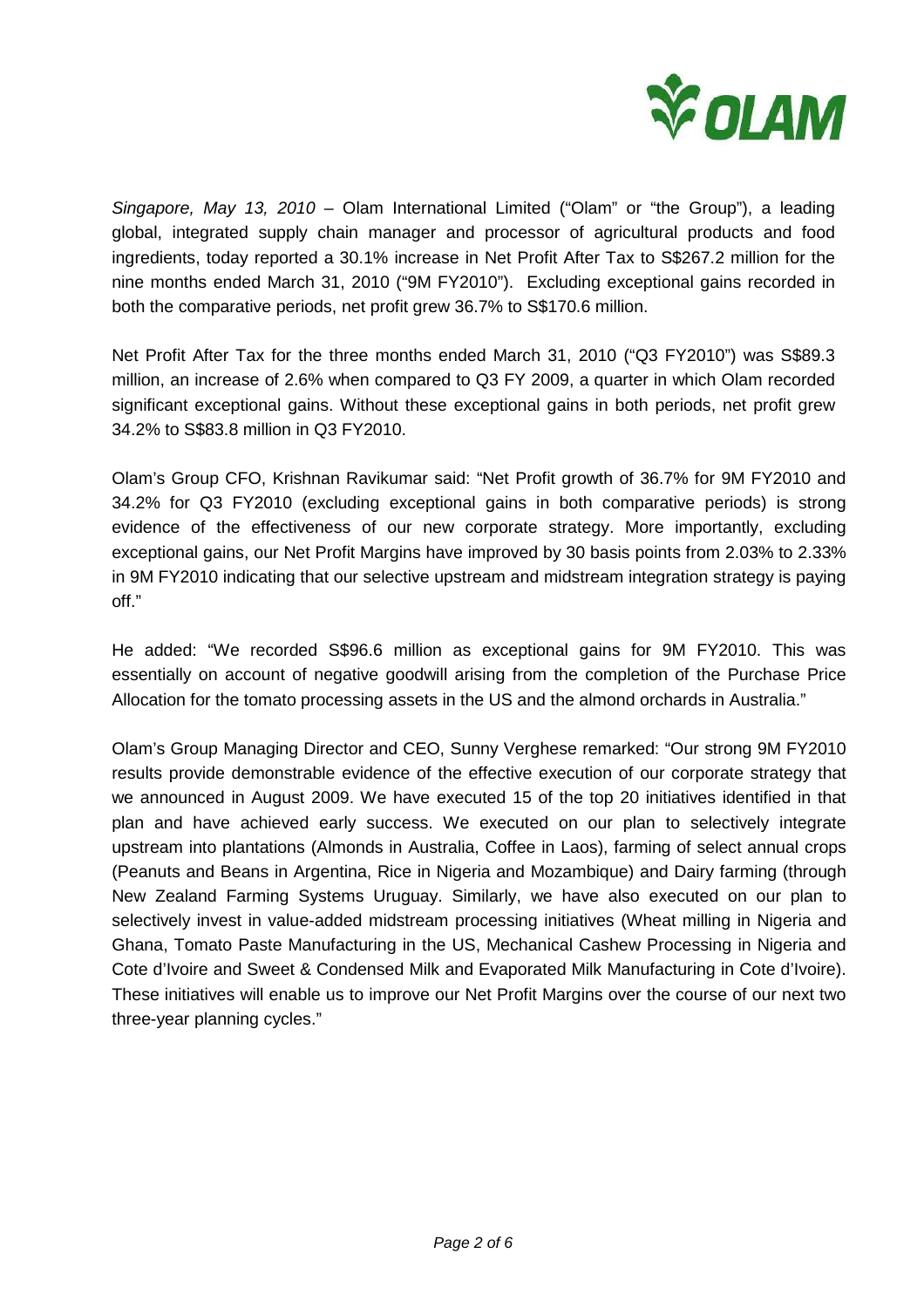*Singapore, May 13, 2010* – Olam International Limited ("Olam" or "the Group"), a leading global, integrated supply chain manager and processor of agricultural products and food ingredients, today reported a 30.1% increase in Net Profit After Tax to S$267.2 million for the nine months ended March 31, 2010 ("9M FY2010"). Excluding exceptional gains recorded in both the comparative periods, net profit grew 36.7% to S$170.6 million.

Net Profit After Tax for the three months ended March 31, 2010 ("Q3 FY2010") was S$89.3 million, an increase of 2.6% when compared to Q3 FY 2009, a quarter in which Olam recorded significant exceptional gains. Without these exceptional gains in both periods, net profit grew 34.2% to S$83.8 million in Q3 FY2010.

Olam's Group CFO, Krishnan Ravikumar said: "Net Profit growth of 36.7% for 9M FY2010 and 34.2% for Q3 FY2010 (excluding exceptional gains in both comparative periods) is strong evidence of the effectiveness of our new corporate strategy. More importantly, excluding exceptional gains, our Net Profit Margins have improved by 30 basis points from 2.03% to 2.33% in 9M FY2010 indicating that our selective upstream and midstream integration strategy is paying off."

He added: "We recorded S$96.6 million as exceptional gains for 9M FY2010. This was essentially on account of negative goodwill arising from the completion of the Purchase Price Allocation for the tomato processing assets in the US and the almond orchards in Australia."

Olam's Group Managing Director and CEO, Sunny Verghese remarked: "Our strong 9M FY2010 results provide demonstrable evidence of the effective execution of our corporate strategy that we announced in August 2009. We have executed 15 of the top 20 initiatives identified in that plan and have achieved early success. We executed on our plan to selectively integrate upstream into plantations (Almonds in Australia, Coffee in Laos), farming of select annual crops (Peanuts and Beans in Argentina, Rice in Nigeria and Mozambique) and Dairy farming (through New Zealand Farming Systems Uruguay. Similarly, we have also executed on our plan to selectively invest in value-added midstream processing initiatives (Wheat milling in Nigeria and Ghana, Tomato Paste Manufacturing in the US, Mechanical Cashew Processing in Nigeria and Cote d'Ivoire and Sweet & Condensed Milk and Evaporated Milk Manufacturing in Cote d'Ivoire). These initiatives will enable us to improve our Net Profit Margins over the course of our next two three-year planning cycles."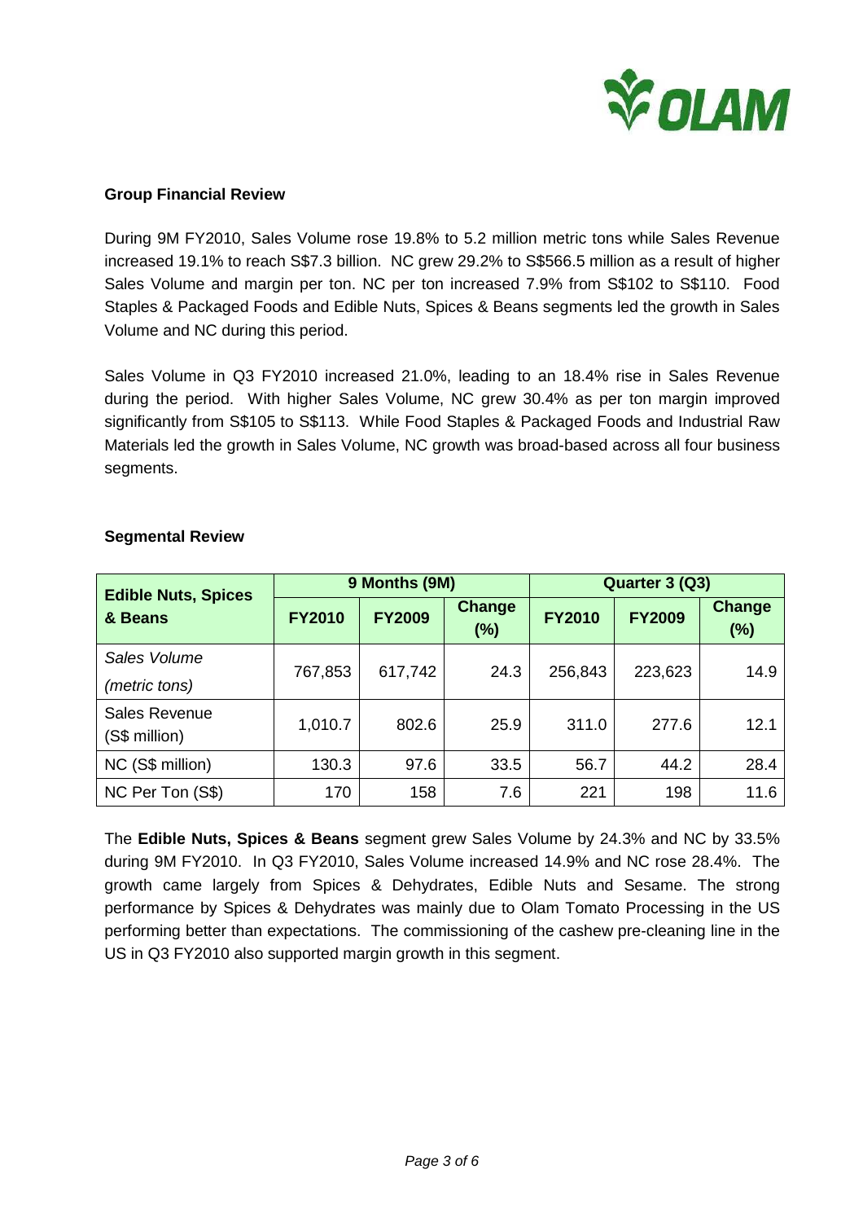## Group Financial Review

During 9M FY2010, Sales Volume rose 19.8% to 5.2 million metric tons while Sales Revenue increased 19.1% to reach S$7.3 billion. NC grew 29.2% to S$566.5 million as a result of higher Sales Volume and margin per ton. NC per ton increased 7.9% from S$102 to S$110. Food Staples & Packaged Foods and Edible Nuts, Spices & Beans segments led the growth in Sales Volume and NC during this period.

Sales Volume in Q3 FY2010 increased 21.0%, leading to an 18.4% rise in Sales Revenue during the period. With higher Sales Volume, NC grew 30.4% as per ton margin improved significantly from S$105 to S$113. While Food Staples & Packaged Foods and Industrial Raw Materials led the growth in Sales Volume, NC growth was broad-based across all four business segments.

## Segmental Review

| Edible Nuts, Spices & Beans | 9 Months (9M) | | | Quarter 3 (Q3) | | |
|---|---|---|---|---|---|---|
| | FY2010 | FY2009 | Change (%) | FY2010 | FY2009 | Change (%) |
| *Sales Volume (metric tons)* | 767,853 | 617,742 | 24.3 | 256,843 | 223,623 | 14.9 |
| Sales Revenue (S$ million) | 1,010.7 | 802.6 | 25.9 | 311.0 | 277.6 | 12.1 |
| NC (S$ million) | 130.3 | 97.6 | 33.5 | 56.7 | 44.2 | 28.4 |
| NC Per Ton (S$) | 170 | 158 | 7.6 | 221 | 198 | 11.6 |

The **Edible Nuts, Spices & Beans** segment grew Sales Volume by 24.3% and NC by 33.5% during 9M FY2010. In Q3 FY2010, Sales Volume increased 14.9% and NC rose 28.4%. The growth came largely from Spices & Dehydrates, Edible Nuts and Sesame. The strong performance by Spices & Dehydrates was mainly due to Olam Tomato Processing in the US performing better than expectations. The commissioning of the cashew pre-cleaning line in the US in Q3 FY2010 also supported margin growth in this segment.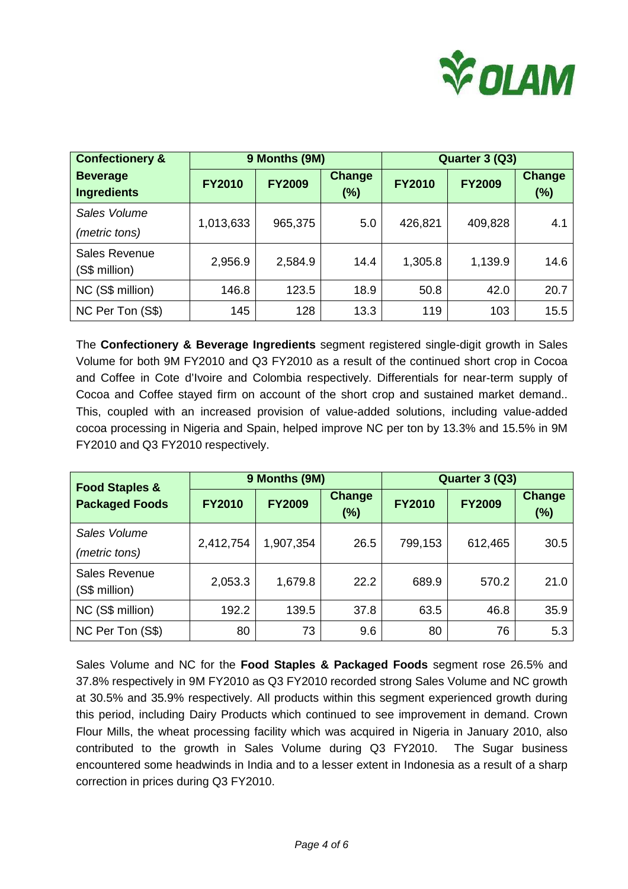| Confectionery & Beverage Ingredients | 9 Months (9M) | | | Quarter 3 (Q3) | | |
|---|---|---|---|---|---|---|
| | FY2010 | FY2009 | Change (%) | FY2010 | FY2009 | Change (%) |
| *Sales Volume (metric tons)* | 1,013,633 | 965,375 | 5.0 | 426,821 | 409,828 | 4.1 |
| Sales Revenue (S$ million) | 2,956.9 | 2,584.9 | 14.4 | 1,305.8 | 1,139.9 | 14.6 |
| NC (S$ million) | 146.8 | 123.5 | 18.9 | 50.8 | 42.0 | 20.7 |
| NC Per Ton (S$) | 145 | 128 | 13.3 | 119 | 103 | 15.5 |

The **Confectionery & Beverage Ingredients** segment registered single-digit growth in Sales Volume for both 9M FY2010 and Q3 FY2010 as a result of the continued short crop in Cocoa and Coffee in Cote d'Ivoire and Colombia respectively. Differentials for near-term supply of Cocoa and Coffee stayed firm on account of the short crop and sustained market demand.. This, coupled with an increased provision of value-added solutions, including value-added cocoa processing in Nigeria and Spain, helped improve NC per ton by 13.3% and 15.5% in 9M FY2010 and Q3 FY2010 respectively.

| Food Staples & Packaged Foods | 9 Months (9M) | | | Quarter 3 (Q3) | | |
|---|---|---|---|---|---|---|
| | FY2010 | FY2009 | Change (%) | FY2010 | FY2009 | Change (%) |
| *Sales Volume (metric tons)* | 2,412,754 | 1,907,354 | 26.5 | 799,153 | 612,465 | 30.5 |
| Sales Revenue (S$ million) | 2,053.3 | 1,679.8 | 22.2 | 689.9 | 570.2 | 21.0 |
| NC (S$ million) | 192.2 | 139.5 | 37.8 | 63.5 | 46.8 | 35.9 |
| NC Per Ton (S$) | 80 | 73 | 9.6 | 80 | 76 | 5.3 |

Sales Volume and NC for the **Food Staples & Packaged Foods** segment rose 26.5% and 37.8% respectively in 9M FY2010 as Q3 FY2010 recorded strong Sales Volume and NC growth at 30.5% and 35.9% respectively. All products within this segment experienced growth during this period, including Dairy Products which continued to see improvement in demand. Crown Flour Mills, the wheat processing facility which was acquired in Nigeria in January 2010, also contributed to the growth in Sales Volume during Q3 FY2010. The Sugar business encountered some headwinds in India and to a lesser extent in Indonesia as a result of a sharp correction in prices during Q3 FY2010.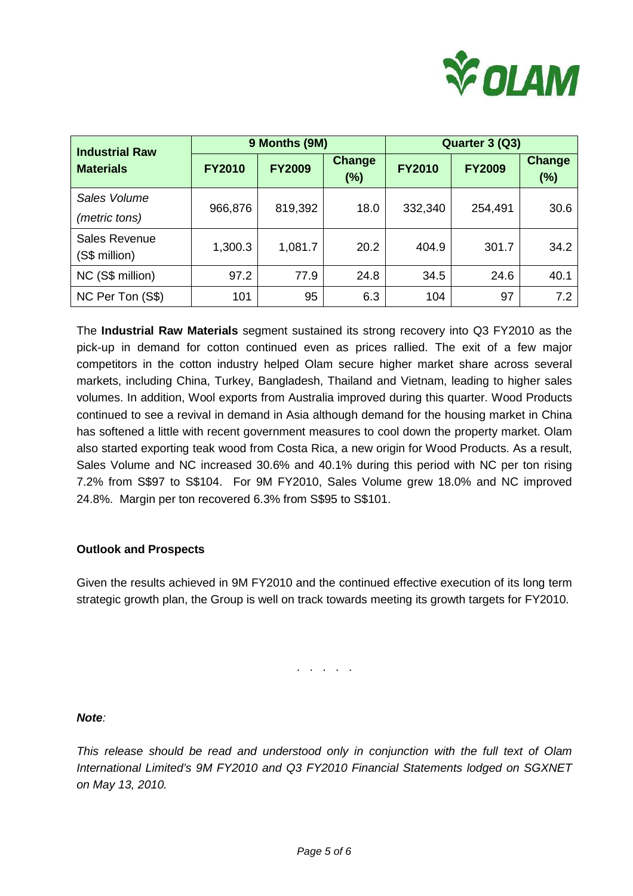| Industrial Raw Materials | 9 Months (9M) | | | Quarter 3 (Q3) | | |
|---|---|---|---|---|---|---|
| | FY2010 | FY2009 | Change (%) | FY2010 | FY2009 | Change (%) |
| *Sales Volume (metric tons)* | 966,876 | 819,392 | 18.0 | 332,340 | 254,491 | 30.6 |
| Sales Revenue (S$ million) | 1,300.3 | 1,081.7 | 20.2 | 404.9 | 301.7 | 34.2 |
| NC (S$ million) | 97.2 | 77.9 | 24.8 | 34.5 | 24.6 | 40.1 |
| NC Per Ton (S$) | 101 | 95 | 6.3 | 104 | 97 | 7.2 |

The **Industrial Raw Materials** segment sustained its strong recovery into Q3 FY2010 as the pick-up in demand for cotton continued even as prices rallied. The exit of a few major competitors in the cotton industry helped Olam secure higher market share across several markets, including China, Turkey, Bangladesh, Thailand and Vietnam, leading to higher sales volumes. In addition, Wool exports from Australia improved during this quarter. Wood Products continued to see a revival in demand in Asia although demand for the housing market in China has softened a little with recent government measures to cool down the property market. Olam also started exporting teak wood from Costa Rica, a new origin for Wood Products. As a result, Sales Volume and NC increased 30.6% and 40.1% during this period with NC per ton rising 7.2% from S$97 to S$104. For 9M FY2010, Sales Volume grew 18.0% and NC improved 24.8%. Margin per ton recovered 6.3% from S$95 to S$101.

**Outlook and Prospects**

Given the results achieved in 9M FY2010 and the continued effective execution of its long term strategic growth plan, the Group is well on track towards meeting its growth targets for FY2010.

. . . . .

***Note**:*

*This release should be read and understood only in conjunction with the full text of Olam International Limited's 9M FY2010 and Q3 FY2010 Financial Statements lodged on SGXNET on May 13, 2010.*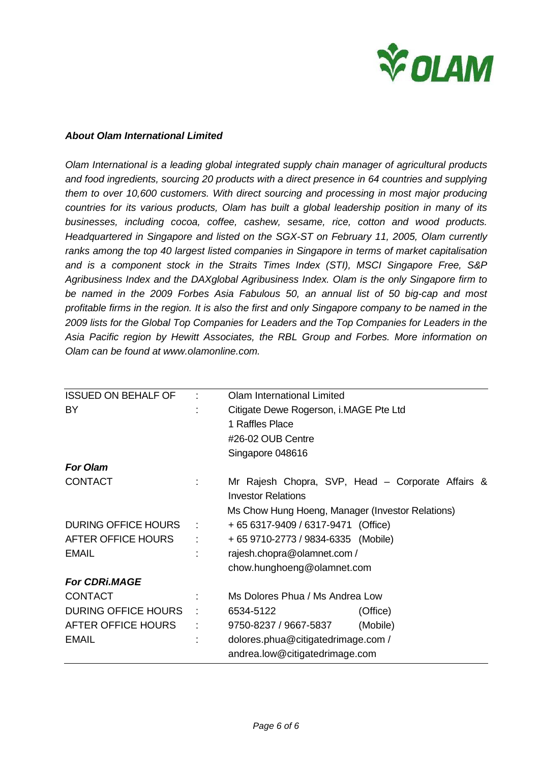***About Olam International Limited***

*Olam International is a leading global integrated supply chain manager of agricultural products and food ingredients, sourcing 20 products with a direct presence in 64 countries and supplying them to over 10,600 customers. With direct sourcing and processing in most major producing countries for its various products, Olam has built a global leadership position in many of its businesses, including cocoa, coffee, cashew, sesame, rice, cotton and wood products. Headquartered in Singapore and listed on the SGX-ST on February 11, 2005, Olam currently ranks among the top 40 largest listed companies in Singapore in terms of market capitalisation and is a component stock in the Straits Times Index (STI), MSCI Singapore Free, S&P Agribusiness Index and the DAXglobal Agribusiness Index. Olam is the only Singapore firm to be named in the 2009 Forbes Asia Fabulous 50, an annual list of 50 big-cap and most profitable firms in the region. It is also the first and only Singapore company to be named in the 2009 lists for the Global Top Companies for Leaders and the Top Companies for Leaders in the Asia Pacific region by Hewitt Associates, the RBL Group and Forbes. More information on Olam can be found at www.olamonline.com.*

| | | |
|---|---|---|
| ISSUED ON BEHALF OF | : | Olam International Limited |
| BY | : | Citigate Dewe Rogerson, i.MAGE Pte Ltd<br>1 Raffles Place<br>#26-02 OUB Centre<br>Singapore 048616 |
| ***For Olam*** | | |
| CONTACT | : | Mr Rajesh Chopra, SVP, Head – Corporate Affairs & Investor Relations<br>Ms Chow Hung Hoeng, Manager (Investor Relations) |
| DURING OFFICE HOURS | : | + 65 6317-9409 / 6317-9471 (Office) |
| AFTER OFFICE HOURS | : | + 65 9710-2773 / 9834-6335 (Mobile) |
| EMAIL | : | rajesh.chopra@olamnet.com /<br>chow.hunghoeng@olamnet.com |
| ***For CDRi.MAGE*** | | |
| CONTACT | : | Ms Dolores Phua / Ms Andrea Low |
| DURING OFFICE HOURS | : | 6534-5122 (Office) |
| AFTER OFFICE HOURS | : | 9750-8237 / 9667-5837 (Mobile) |
| EMAIL | : | dolores.phua@citigatedrimage.com /<br>andrea.low@citigatedrimage.com |